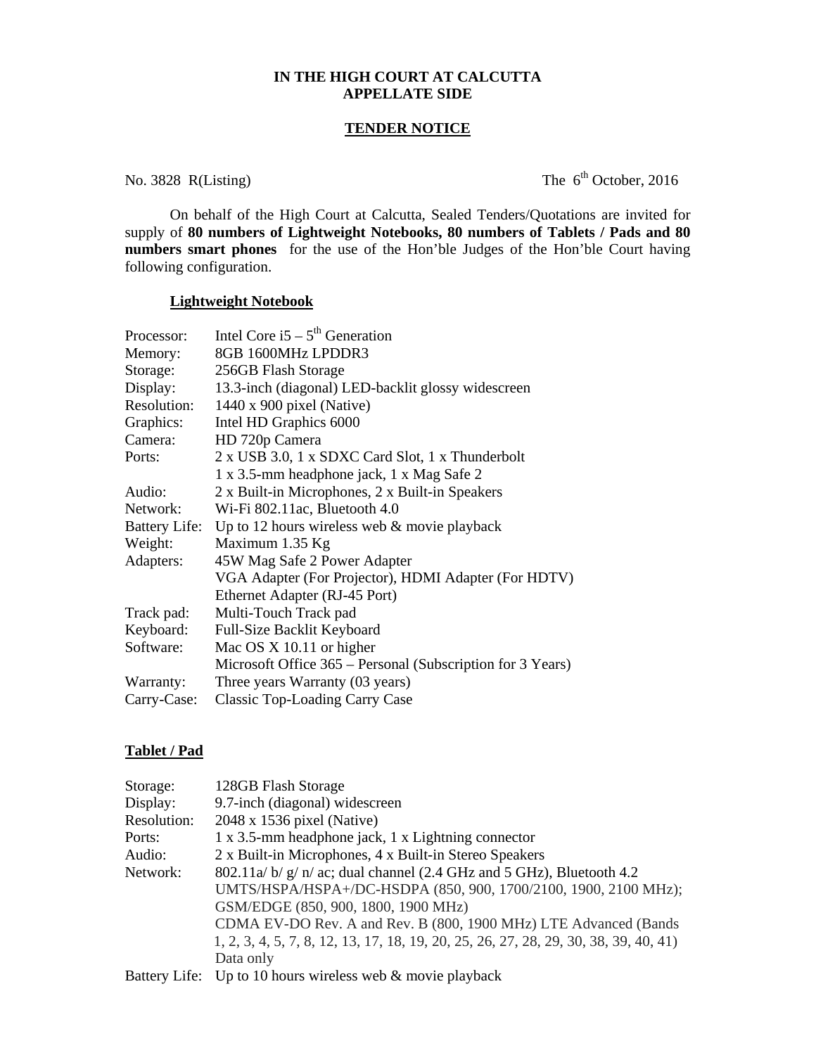**IN THE HIGH COURT AT CALCUTTA**
**APPELLATE SIDE**

**TENDER NOTICE**

No. 3828 R(Listing) The 6th October, 2016

On behalf of the High Court at Calcutta, Sealed Tenders/Quotations are invited for supply of **80 numbers of Lightweight Notebooks, 80 numbers of Tablets / Pads and 80 numbers smart phones** for the use of the Hon'ble Judges of the Hon'ble Court having following configuration.

**Lightweight Notebook**

| | |
|---|---|
| Processor: | Intel Core i5 – 5th Generation |
| Memory: | 8GB 1600MHz LPDDR3 |
| Storage: | 256GB Flash Storage |
| Display: | 13.3-inch (diagonal) LED-backlit glossy widescreen |
| Resolution: | 1440 x 900 pixel (Native) |
| Graphics: | Intel HD Graphics 6000 |
| Camera: | HD 720p Camera |
| Ports: | 2 x USB 3.0, 1 x SDXC Card Slot, 1 x Thunderbolt<br>1 x 3.5-mm headphone jack, 1 x Mag Safe 2 |
| Audio: | 2 x Built-in Microphones, 2 x Built-in Speakers |
| Network: | Wi-Fi 802.11ac, Bluetooth 4.0 |
| Battery Life: | Up to 12 hours wireless web & movie playback |
| Weight: | Maximum 1.35 Kg |
| Adapters: | 45W Mag Safe 2 Power Adapter<br>VGA Adapter (For Projector), HDMI Adapter (For HDTV)<br>Ethernet Adapter (RJ-45 Port) |
| Track pad: | Multi-Touch Track pad |
| Keyboard: | Full-Size Backlit Keyboard |
| Software: | Mac OS X 10.11 or higher<br>Microsoft Office 365 – Personal (Subscription for 3 Years) |
| Warranty: | Three years Warranty (03 years) |
| Carry-Case: | Classic Top-Loading Carry Case |

**Tablet / Pad**

| | |
|---|---|
| Storage: | 128GB Flash Storage |
| Display: | 9.7-inch (diagonal) widescreen |
| Resolution: | 2048 x 1536 pixel (Native) |
| Ports: | 1 x 3.5-mm headphone jack, 1 x Lightning connector |
| Audio: | 2 x Built-in Microphones, 4 x Built-in Stereo Speakers |
| Network: | 802.11a/ b/ g/ n/ ac; dual channel (2.4 GHz and 5 GHz), Bluetooth 4.2<br>UMTS/HSPA/HSPA+/DC-HSDPA (850, 900, 1700/2100, 1900, 2100 MHz);<br>GSM/EDGE (850, 900, 1800, 1900 MHz)<br>CDMA EV-DO Rev. A and Rev. B (800, 1900 MHz) LTE Advanced (Bands 1, 2, 3, 4, 5, 7, 8, 12, 13, 17, 18, 19, 20, 25, 26, 27, 28, 29, 30, 38, 39, 40, 41)<br>Data only |
| Battery Life: | Up to 10 hours wireless web & movie playback |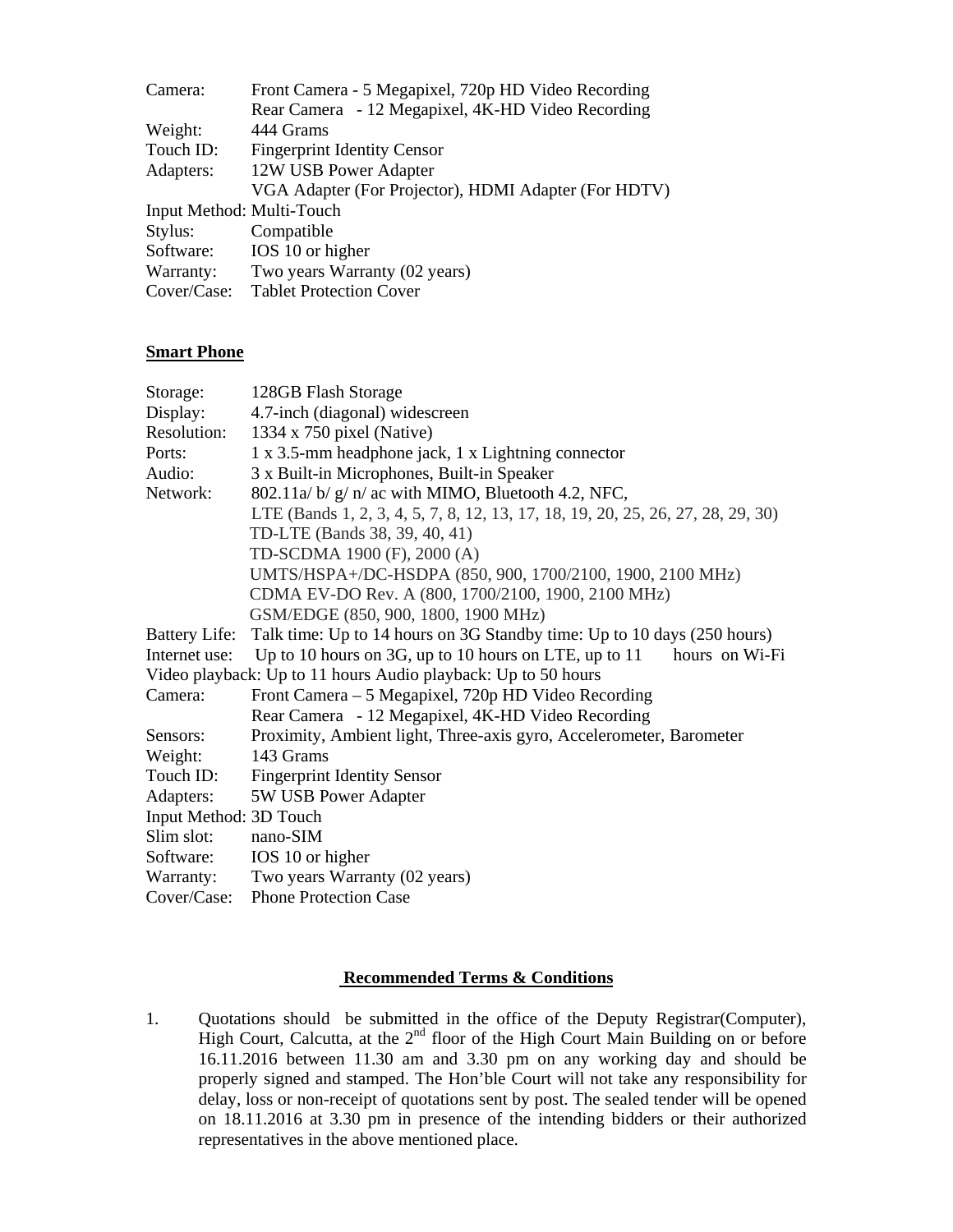Camera: Front Camera - 5 Megapixel, 720p HD Video Recording
Rear Camera - 12 Megapixel, 4K-HD Video Recording
Weight: 444 Grams
Touch ID: Fingerprint Identity Censor
Adapters: 12W USB Power Adapter
VGA Adapter (For Projector), HDMI Adapter (For HDTV)
Input Method: Multi-Touch
Stylus: Compatible
Software: IOS 10 or higher
Warranty: Two years Warranty (02 years)
Cover/Case: Tablet Protection Cover

**Smart Phone**

Storage: 128GB Flash Storage
Display: 4.7-inch (diagonal) widescreen
Resolution: 1334 x 750 pixel (Native)
Ports: 1 x 3.5-mm headphone jack, 1 x Lightning connector
Audio: 3 x Built-in Microphones, Built-in Speaker
Network: 802.11a/ b/ g/ n/ ac with MIMO, Bluetooth 4.2, NFC,
LTE (Bands 1, 2, 3, 4, 5, 7, 8, 12, 13, 17, 18, 19, 20, 25, 26, 27, 28, 29, 30)
TD-LTE (Bands 38, 39, 40, 41)
TD-SCDMA 1900 (F), 2000 (A)
UMTS/HSPA+/DC-HSDPA (850, 900, 1700/2100, 1900, 2100 MHz)
CDMA EV-DO Rev. A (800, 1700/2100, 1900, 2100 MHz)
GSM/EDGE (850, 900, 1800, 1900 MHz)
Battery Life: Talk time: Up to 14 hours on 3G Standby time: Up to 10 days (250 hours)
Internet use: Up to 10 hours on 3G, up to 10 hours on LTE, up to 11 hours on Wi-Fi
Video playback: Up to 11 hours Audio playback: Up to 50 hours
Camera: Front Camera – 5 Megapixel, 720p HD Video Recording
Rear Camera - 12 Megapixel, 4K-HD Video Recording
Sensors: Proximity, Ambient light, Three-axis gyro, Accelerometer, Barometer
Weight: 143 Grams
Touch ID: Fingerprint Identity Sensor
Adapters: 5W USB Power Adapter
Input Method: 3D Touch
Slim slot: nano-SIM
Software: IOS 10 or higher
Warranty: Two years Warranty (02 years)
Cover/Case: Phone Protection Case

**Recommended Terms & Conditions**

1. Quotations should be submitted in the office of the Deputy Registrar(Computer), High Court, Calcutta, at the 2nd floor of the High Court Main Building on or before 16.11.2016 between 11.30 am and 3.30 pm on any working day and should be properly signed and stamped. The Hon'ble Court will not take any responsibility for delay, loss or non-receipt of quotations sent by post. The sealed tender will be opened on 18.11.2016 at 3.30 pm in presence of the intending bidders or their authorized representatives in the above mentioned place.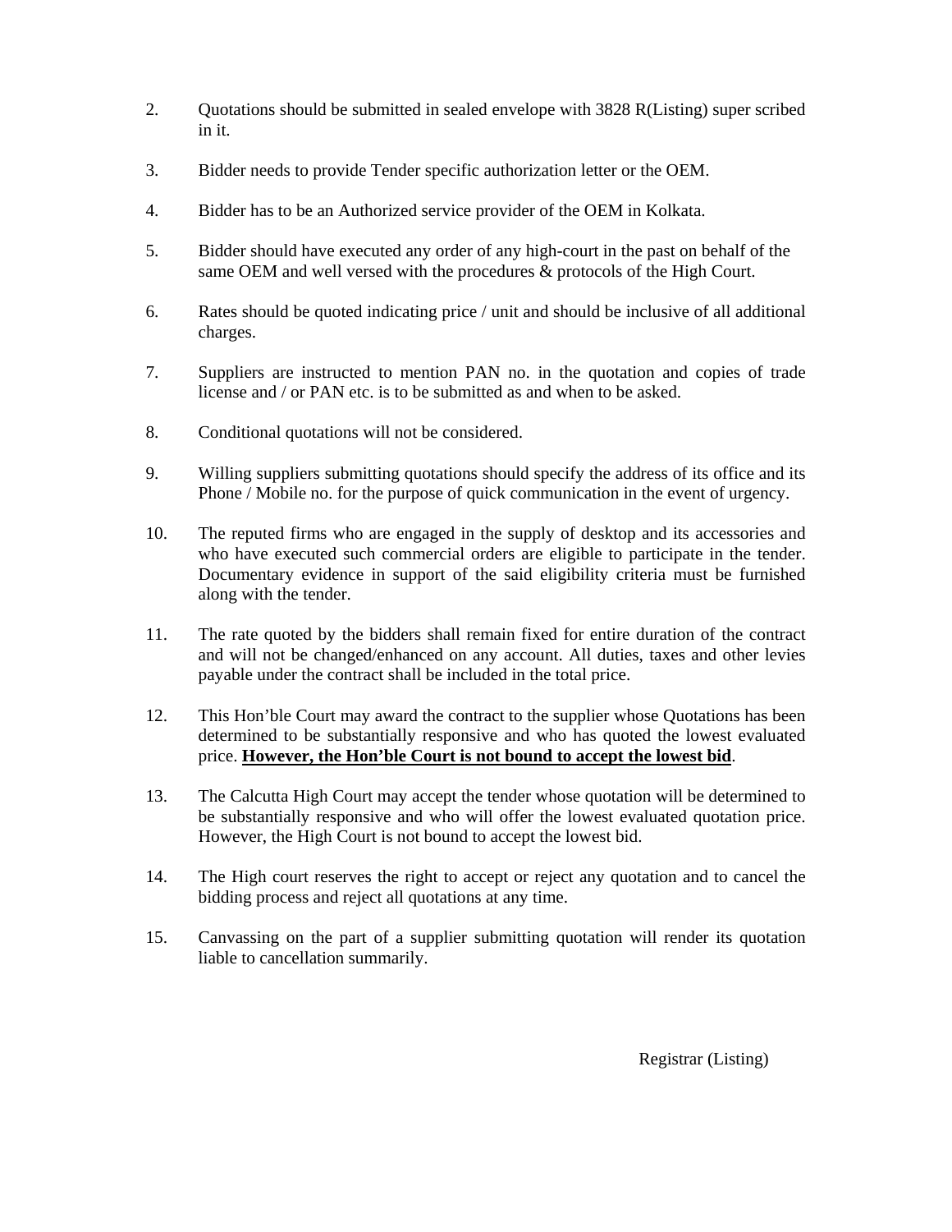2. Quotations should be submitted in sealed envelope with 3828 R(Listing) super scribed in it.

3. Bidder needs to provide Tender specific authorization letter or the OEM.

4. Bidder has to be an Authorized service provider of the OEM in Kolkata.

5. Bidder should have executed any order of any high-court in the past on behalf of the same OEM and well versed with the procedures & protocols of the High Court.

6. Rates should be quoted indicating price / unit and should be inclusive of all additional charges.

7. Suppliers are instructed to mention PAN no. in the quotation and copies of trade license and / or PAN etc. is to be submitted as and when to be asked.

8. Conditional quotations will not be considered.

9. Willing suppliers submitting quotations should specify the address of its office and its Phone / Mobile no. for the purpose of quick communication in the event of urgency.

10. The reputed firms who are engaged in the supply of desktop and its accessories and who have executed such commercial orders are eligible to participate in the tender. Documentary evidence in support of the said eligibility criteria must be furnished along with the tender.

11. The rate quoted by the bidders shall remain fixed for entire duration of the contract and will not be changed/enhanced on any account. All duties, taxes and other levies payable under the contract shall be included in the total price.

12. This Hon'ble Court may award the contract to the supplier whose Quotations has been determined to be substantially responsive and who has quoted the lowest evaluated price. <u>**However, the Hon'ble Court is not bound to accept the lowest bid**</u>.

13. The Calcutta High Court may accept the tender whose quotation will be determined to be substantially responsive and who will offer the lowest evaluated quotation price. However, the High Court is not bound to accept the lowest bid.

14. The High court reserves the right to accept or reject any quotation and to cancel the bidding process and reject all quotations at any time.

15. Canvassing on the part of a supplier submitting quotation will render its quotation liable to cancellation summarily.

Registrar (Listing)